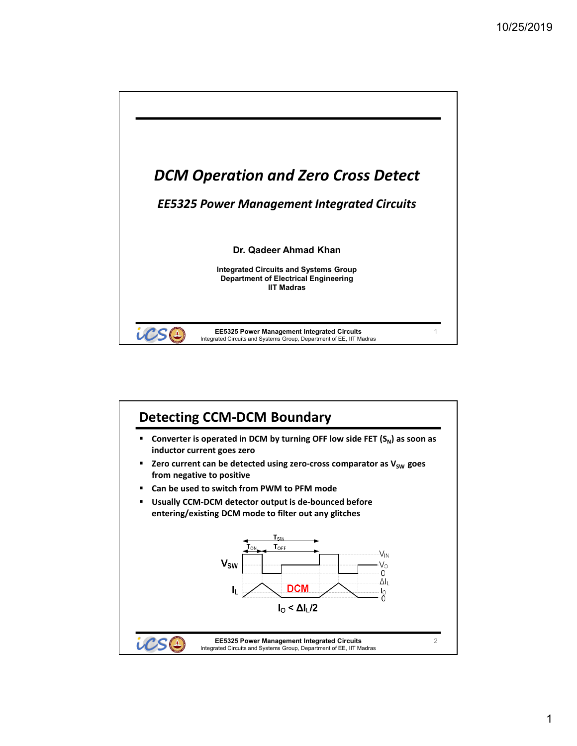# *DCM Operation and Zero Cross Detect*

### *EE5325 Power Management Integrated Circuits*

**Dr. Qadeer Ahmad Khan**

**Integrated Circuits and Systems Group**
**Department of Electrical Engineering**
**IIT Madras**

## Detecting CCM-DCM Boundary

- **Converter is operated in DCM by turning OFF low side FET ($S_N$) as soon as inductor current goes zero**
- **Zero current can be detected using zero-cross comparator as $V_{SW}$ goes from negative to positive**
- **Can be used to switch from PWM to PFM mode**
- **Usually CCM-DCM detector output is de-bounced before entering/existing DCM mode to filter out any glitches**

$T_{SW}$, $T_{ON}$, $T_{OFF}$, $V_{SW}$, $V_{IN}$, $V_O$, 0, $I_L$, DCM, $\Delta I_L$, $I_O$, 0

$I_O < \Delta I_L/2$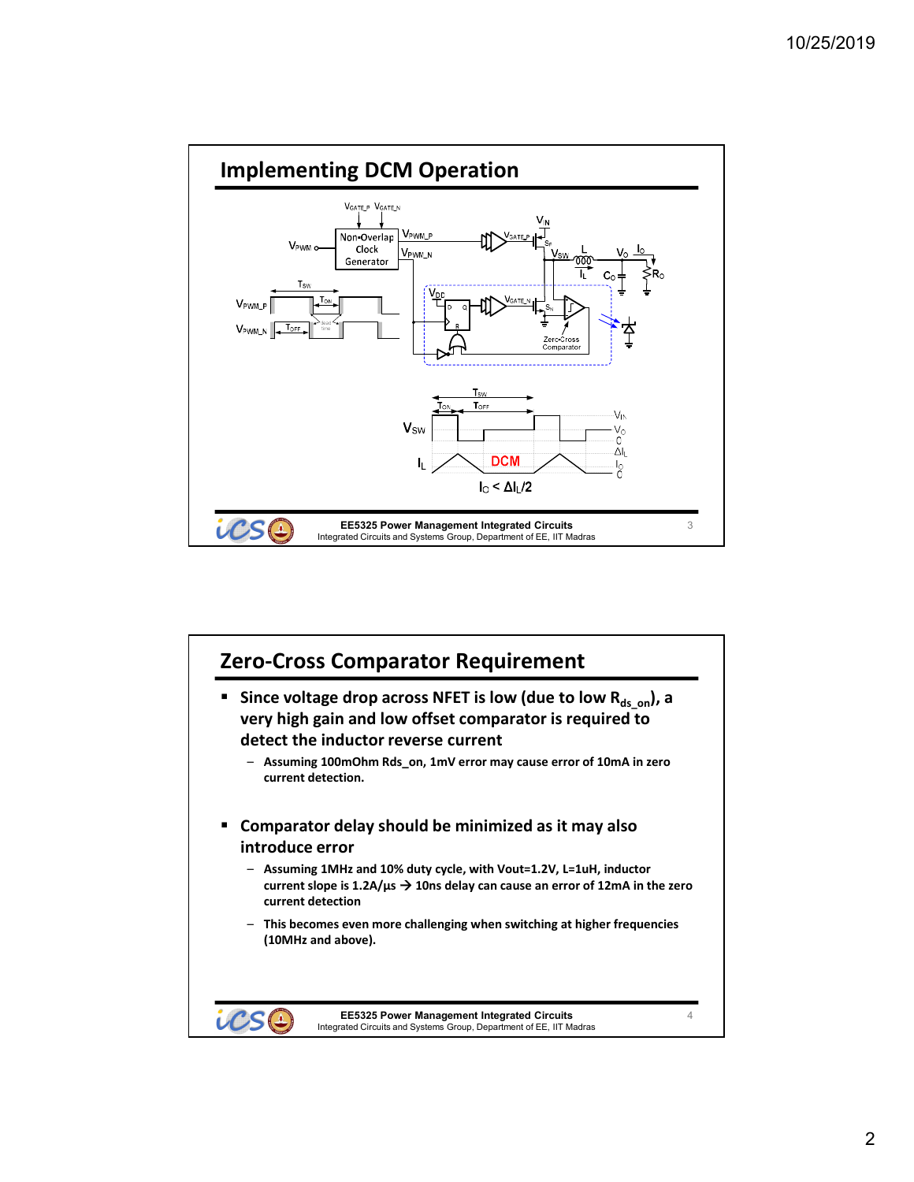## Implementing DCM Operation

$V_{GATE\_P}$ $V_{GATE\_N}$

$V_{PWM}$ — Non-Overlap Clock Generator — $V_{PWM\_P}$, $V_{PWM\_N}$

$V_{IN}$, $V_{GATE\_P}$, $S_P$, $V_{SW}$, $L$, $I_L$, $V_O$, $I_O$, $C_O$, $R_O$

$V_{DD}$, D, Q, R, $V_{GATE\_N}$, $S_N$, Zero-Cross Comparator

$T_{SW}$, $T_{ON}$, $T_{OFF}$, $V_{PWM\_P}$, $V_{PWM\_N}$, Dead Time

$V_{SW}$, $I_L$, DCM, $V_{IN}$, $V_O$, 0, $\Delta I_L$, $I_O$, 0

$I_O < \Delta I_L/2$

## Zero-Cross Comparator Requirement

- **Since voltage drop across NFET is low (due to low $R_{ds\_on}$), a very high gain and low offset comparator is required to detect the inductor reverse current**
  - Assuming 100mOhm Rds_on, 1mV error may cause error of 10mA in zero current detection.

- **Comparator delay should be minimized as it may also introduce error**
  - Assuming 1MHz and 10% duty cycle, with Vout=1.2V, L=1uH, inductor current slope is 1.2A/µs → 10ns delay can cause an error of 12mA in the zero current detection
  - This becomes even more challenging when switching at higher frequencies (10MHz and above).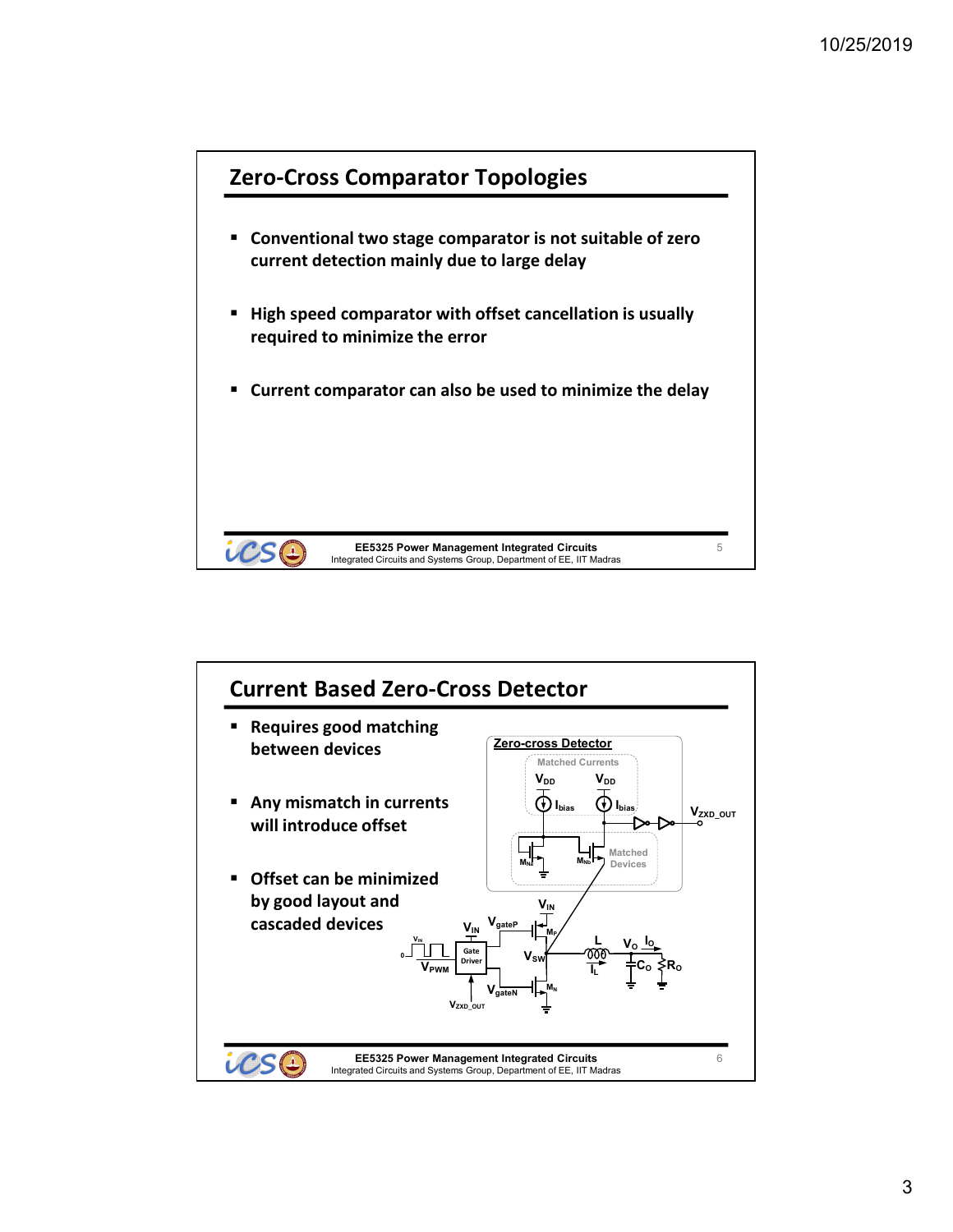## Zero-Cross Comparator Topologies

- Conventional two stage comparator is not suitable of zero current detection mainly due to large delay
- High speed comparator with offset cancellation is usually required to minimize the error
- Current comparator can also be used to minimize the delay

## Current Based Zero-Cross Detector

- Requires good matching between devices
- Any mismatch in currents will introduce offset
- Offset can be minimized by good layout and cascaded devices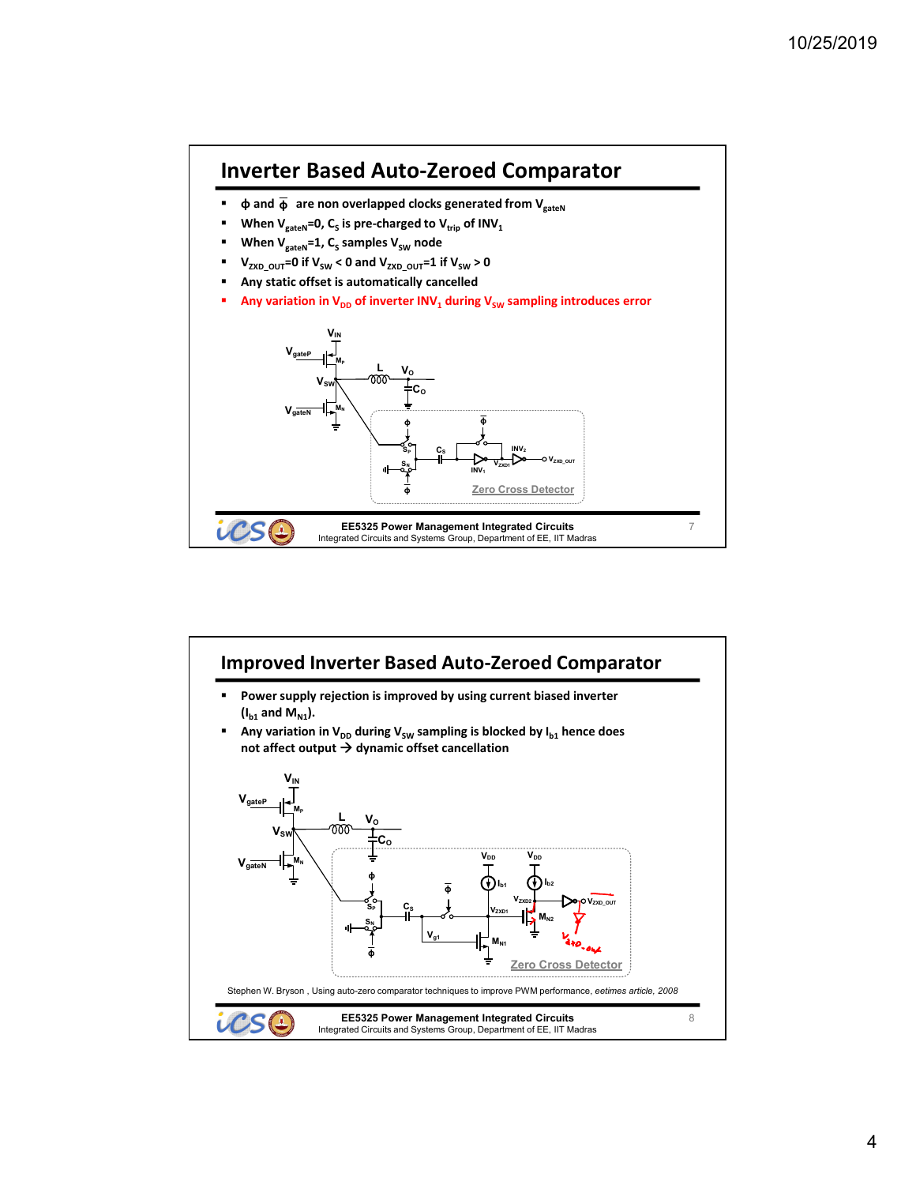## Inverter Based Auto-Zeroed Comparator

- $\phi$ and $\overline{\phi}$ are non overlapped clocks generated from $V_{gateN}$
- When $V_{gateN}$=0, $C_S$ is pre-charged to $V_{trip}$ of $INV_1$
- When $V_{gateN}$=1, $C_S$ samples $V_{SW}$ node
- $V_{ZXD\_OUT}$=0 if $V_{SW}$ < 0 and $V_{ZXD\_OUT}$=1 if $V_{SW}$ > 0
- Any static offset is automatically cancelled
- Any variation in $V_{DD}$ of inverter $INV_1$ during $V_{SW}$ sampling introduces error

$V_{IN}$
$V_{gateP}$
$M_P$
L
$V_O$
$V_{SW}$
$C_O$
$V_{gateN}$
$M_N$
$\phi$
$\overline{\phi}$
$S_P$
$C_S$
$INV_2$
$S_N$
$V_{ZXD1}$
$V_{ZXD\_OUT}$
$INV_1$
$\phi$
Zero Cross Detector

EE5325 Power Management Integrated Circuits
Integrated Circuits and Systems Group, Department of EE, IIT Madras

## Improved Inverter Based Auto-Zeroed Comparator

- Power supply rejection is improved by using current biased inverter ($I_{b1}$ and $M_{N1}$).
- Any variation in $V_{DD}$ during $V_{SW}$ sampling is blocked by $I_{b1}$ hence does not affect output → dynamic offset cancellation

$V_{IN}$
$V_{gateP}$
$M_P$
L
$V_O$
$V_{SW}$
$C_O$
$V_{gateN}$
$M_N$
$V_{DD}$
$V_{DD}$
$\phi$
$I_{b1}$
$I_{b2}$
$\overline{\phi}$
$V_{ZXD2}$
$V_{ZXD\_OUT}$
$S_P$
$C_S$
$V_{ZXD1}$
$M_{N2}$
$S_N$
$V_{g1}$
$M_{N1}$
$\phi$
Zero Cross Detector

Stephen W. Bryson , Using auto-zero comparator techniques to improve PWM performance, *eetimes article, 2008*

EE5325 Power Management Integrated Circuits
Integrated Circuits and Systems Group, Department of EE, IIT Madras